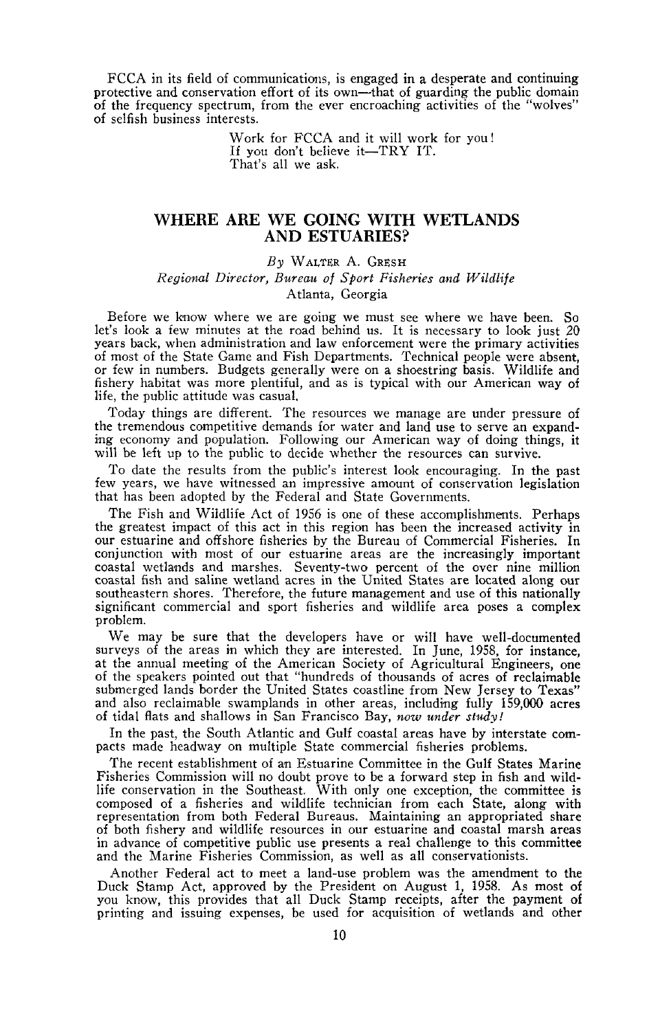FCCA in its field of communications, is engaged in a desperate and continuing protective and conservation effort of its own—that of guarding the public domain of the frequency spectrum, from the ever encroaching activities of the "wolves" of selfish business interests.

> Work for FCCA and it will work for you!
> If you don't believe it—TRY IT.
> That's all we ask.

## WHERE ARE WE GOING WITH WETLANDS AND ESTUARIES?

*By* WALTER A. GRESH
*Regional Director, Bureau of Sport Fisheries and Wildlife*
Atlanta, Georgia

Before we know where we are going we must see where we have been. So let's look a few minutes at the road behind us. It is necessary to look just 20 years back, when administration and law enforcement were the primary activities of most of the State Game and Fish Departments. Technical people were absent, or few in numbers. Budgets generally were on a shoestring basis. Wildlife and fishery habitat was more plentiful, and as is typical with our American way of life, the public attitude was casual.

Today things are different. The resources we manage are under pressure of the tremendous competitive demands for water and land use to serve an expanding economy and population. Following our American way of doing things, it will be left up to the public to decide whether the resources can survive.

To date the results from the public's interest look encouraging. In the past few years, we have witnessed an impressive amount of conservation legislation that has been adopted by the Federal and State Governments.

The Fish and Wildlife Act of 1956 is one of these accomplishments. Perhaps the greatest impact of this act in this region has been the increased activity in our estuarine and offshore fisheries by the Bureau of Commercial Fisheries. In conjunction with most of our estuarine areas are the increasingly important coastal wetlands and marshes. Seventy-two percent of the over nine million coastal fish and saline wetland acres in the United States are located along our southeastern shores. Therefore, the future management and use of this nationally significant commercial and sport fisheries and wildlife area poses a complex problem.

We may be sure that the developers have or will have well-documented surveys of the areas in which they are interested. In June, 1958, for instance, at the annual meeting of the American Society of Agricultural Engineers, one of the speakers pointed out that "hundreds of thousands of acres of reclaimable submerged lands border the United States coastline from New Jersey to Texas" and also reclaimable swamplands in other areas, including fully 159,000 acres of tidal flats and shallows in San Francisco Bay, *now under study!*

In the past, the South Atlantic and Gulf coastal areas have by interstate compacts made headway on multiple State commercial fisheries problems.

The recent establishment of an Estuarine Committee in the Gulf States Marine Fisheries Commission will no doubt prove to be a forward step in fish and wildlife conservation in the Southeast. With only one exception, the committee is composed of a fisheries and wildlife technician from each State, along with representation from both Federal Bureaus. Maintaining an appropriated share of both fishery and wildlife resources in our estuarine and coastal marsh areas in advance of competitive public use presents a real challenge to this committee and the Marine Fisheries Commission, as well as all conservationists.

Another Federal act to meet a land-use problem was the amendment to the Duck Stamp Act, approved by the President on August 1, 1958. As most of you know, this provides that all Duck Stamp receipts, after the payment of printing and issuing expenses, be used for acquisition of wetlands and other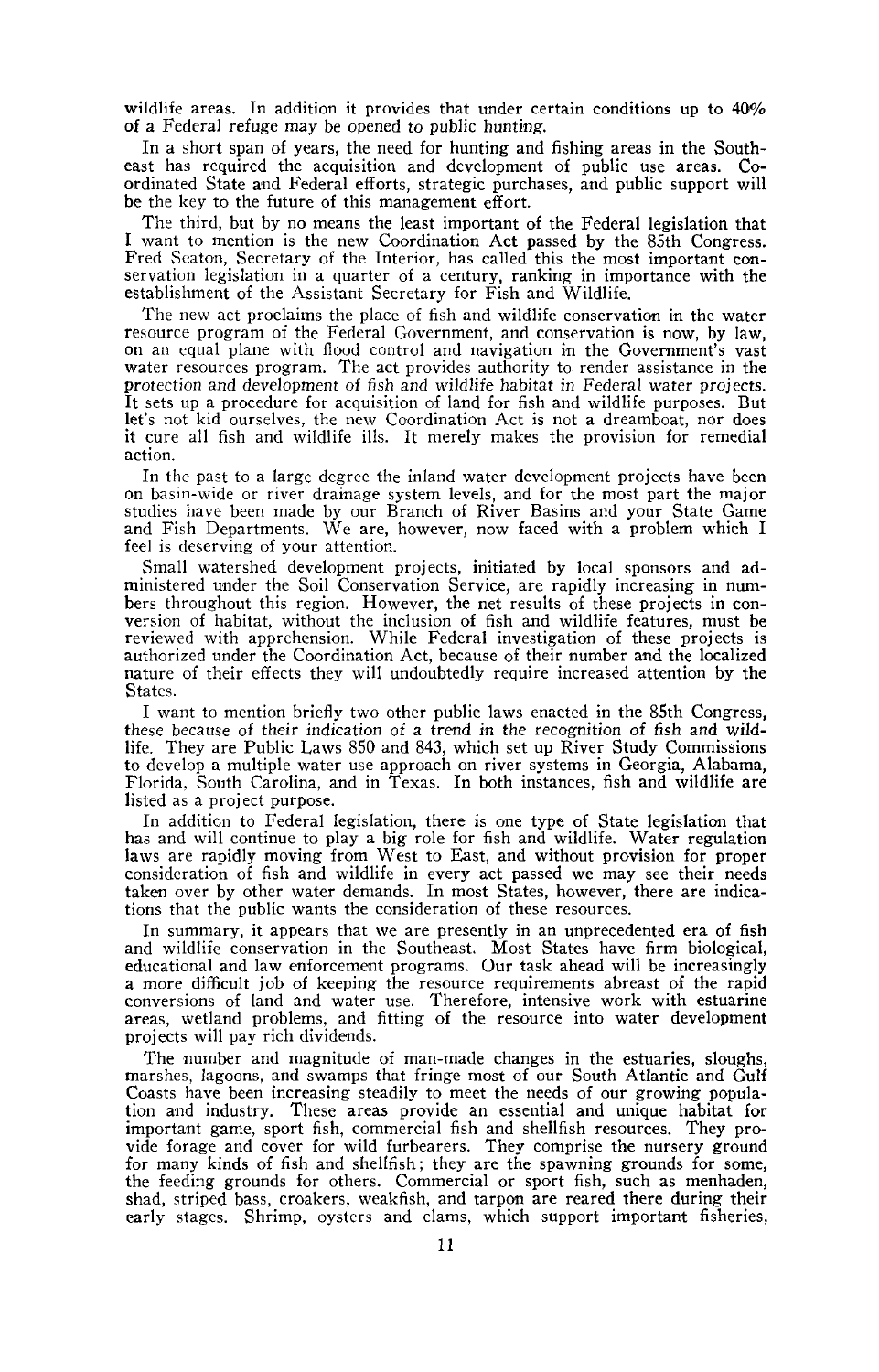wildlife areas. In addition it provides that under certain conditions up to 40% of a Federal refuge may be opened to public hunting.

In a short span of years, the need for hunting and fishing areas in the Southeast has required the acquisition and development of public use areas. Coordinated State and Federal efforts, strategic purchases, and public support will be the key to the future of this management effort.

The third, but by no means the least important of the Federal legislation that I want to mention is the new Coordination Act passed by the 85th Congress. Fred Seaton, Secretary of the Interior, has called this the most important conservation legislation in a quarter of a century, ranking in importance with the establishment of the Assistant Secretary for Fish and Wildlife.

The new act proclaims the place of fish and wildlife conservation in the water resource program of the Federal Government, and conservation is now, by law, on an equal plane with flood control and navigation in the Government's vast water resources program. The act provides authority to render assistance in the protection and development of fish and wildlife habitat in Federal water projects. It sets up a procedure for acquisition of land for fish and wildlife purposes. But let's not kid ourselves, the new Coordination Act is not a dreamboat, nor does it cure all fish and wildlife ills. It merely makes the provision for remedial action.

In the past to a large degree the inland water development projects have been on basin-wide or river drainage system levels, and for the most part the major studies have been made by our Branch of River Basins and your State Game and Fish Departments. We are, however, now faced with a problem which I feel is deserving of your attention.

Small watershed development projects, initiated by local sponsors and administered under the Soil Conservation Service, are rapidly increasing in numbers throughout this region. However, the net results of these projects in conversion of habitat, without the inclusion of fish and wildlife features, must be reviewed with apprehension. While Federal investigation of these projects is authorized under the Coordination Act, because of their number and the localized nature of their effects they will undoubtedly require increased attention by the States.

I want to mention briefly two other public laws enacted in the 85th Congress, these because of their indication of a trend in the recognition of fish and wildlife. They are Public Laws 850 and 843, which set up River Study Commissions to develop a multiple water use approach on river systems in Georgia, Alabama, Florida, South Carolina, and in Texas. In both instances, fish and wildlife are listed as a project purpose.

In addition to Federal legislation, there is one type of State legislation that has and will continue to play a big role for fish and wildlife. Water regulation laws are rapidly moving from West to East, and without provision for proper consideration of fish and wildlife in every act passed we may see their needs taken over by other water demands. In most States, however, there are indications that the public wants the consideration of these resources.

In summary, it appears that we are presently in an unprecedented era of fish and wildlife conservation in the Southeast. Most States have firm biological, educational and law enforcement programs. Our task ahead will be increasingly a more difficult job of keeping the resource requirements abreast of the rapid conversions of land and water use. Therefore, intensive work with estuarine areas, wetland problems, and fitting of the resource into water development projects will pay rich dividends.

The number and magnitude of man-made changes in the estuaries, sloughs, marshes, lagoons, and swamps that fringe most of our South Atlantic and Gulf Coasts have been increasing steadily to meet the needs of our growing population and industry. These areas provide an essential and unique habitat for important game, sport fish, commercial fish and shellfish resources. They provide forage and cover for wild furbearers. They comprise the nursery ground for many kinds of fish and shellfish; they are the spawning grounds for some, the feeding grounds for others. Commercial or sport fish, such as menhaden, shad, striped bass, croakers, weakfish, and tarpon are reared there during their early stages. Shrimp, oysters and clams, which support important fisheries,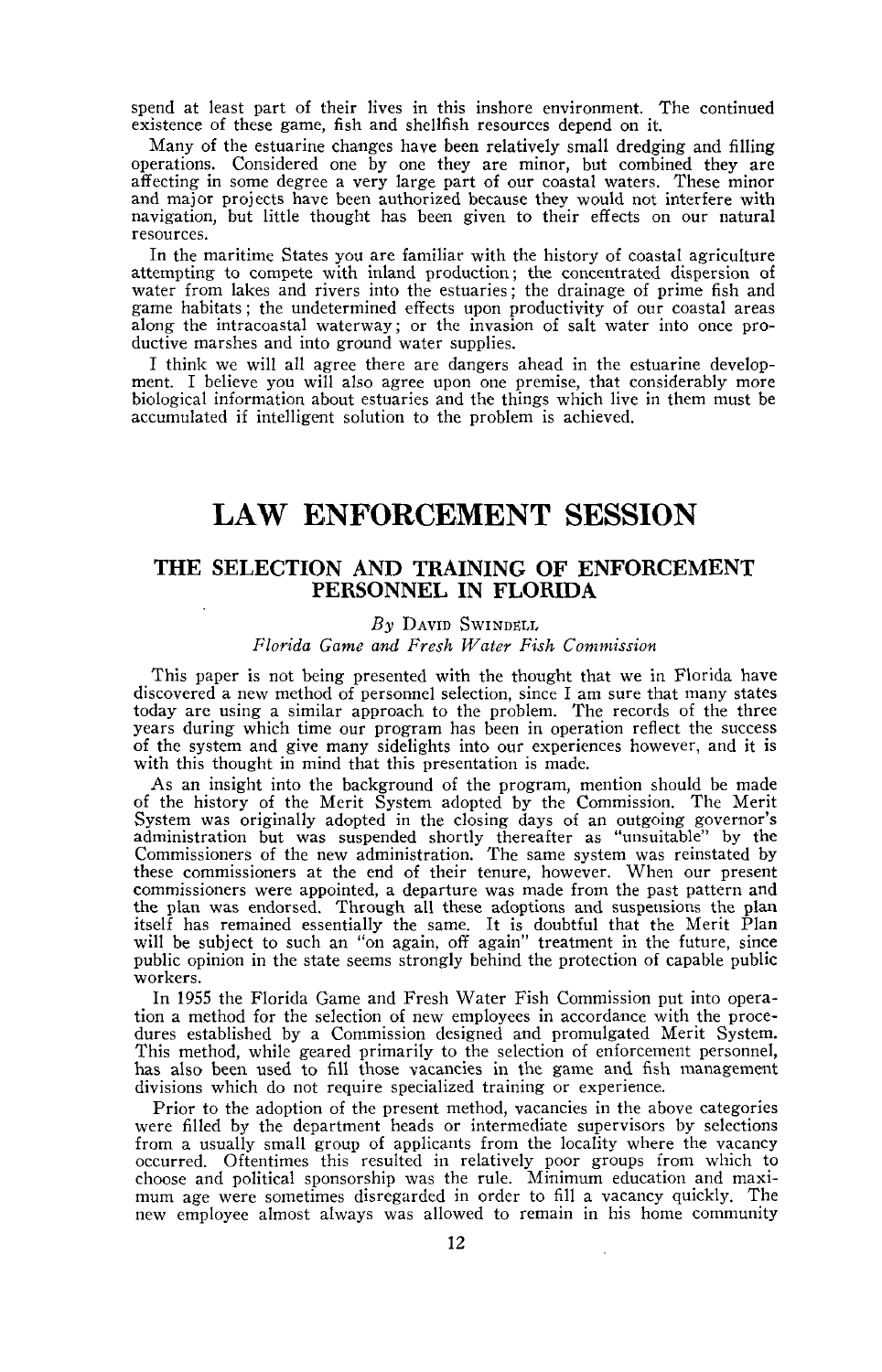spend at least part of their lives in this inshore environment. The continued existence of these game, fish and shellfish resources depend on it.

Many of the estuarine changes have been relatively small dredging and filling operations. Considered one by one they are minor, but combined they are affecting in some degree a very large part of our coastal waters. These minor and major projects have been authorized because they would not interfere with navigation, but little thought has been given to their effects on our natural resources.

In the maritime States you are familiar with the history of coastal agriculture attempting to compete with inland production; the concentrated dispersion of water from lakes and rivers into the estuaries; the drainage of prime fish and game habitats; the undetermined effects upon productivity of our coastal areas along the intracoastal waterway; or the invasion of salt water into once productive marshes and into ground water supplies.

I think we will all agree there are dangers ahead in the estuarine development. I believe you will also agree upon one premise, that considerably more biological information about estuaries and the things which live in them must be accumulated if intelligent solution to the problem is achieved.

# LAW ENFORCEMENT SESSION

## THE SELECTION AND TRAINING OF ENFORCEMENT PERSONNEL IN FLORIDA

*By* DAVID SWINDELL

*Florida Game and Fresh Water Fish Commission*

This paper is not being presented with the thought that we in Florida have discovered a new method of personnel selection, since I am sure that many states today are using a similar approach to the problem. The records of the three years during which time our program has been in operation reflect the success of the system and give many sidelights into our experiences however, and it is with this thought in mind that this presentation is made.

As an insight into the background of the program, mention should be made of the history of the Merit System adopted by the Commission. The Merit System was originally adopted in the closing days of an outgoing governor's administration but was suspended shortly thereafter as "unsuitable" by the Commissioners of the new administration. The same system was reinstated by these commissioners at the end of their tenure, however. When our present commissioners were appointed, a departure was made from the past pattern and the plan was endorsed. Through all these adoptions and suspensions the plan itself has remained essentially the same. It is doubtful that the Merit Plan will be subject to such an "on again, off again" treatment in the future, since public opinion in the state seems strongly behind the protection of capable public workers.

In 1955 the Florida Game and Fresh Water Fish Commission put into operation a method for the selection of new employees in accordance with the procedures established by a Commission designed and promulgated Merit System. This method, while geared primarily to the selection of enforcement personnel, has also been used to fill those vacancies in the game and fish management divisions which do not require specialized training or experience.

Prior to the adoption of the present method, vacancies in the above categories were filled by the department heads or intermediate supervisors by selections from a usually small group of applicants from the locality where the vacancy occurred. Oftentimes this resulted in relatively poor groups from which to choose and political sponsorship was the rule. Minimum education and maximum age were sometimes disregarded in order to fill a vacancy quickly. The new employee almost always was allowed to remain in his home community